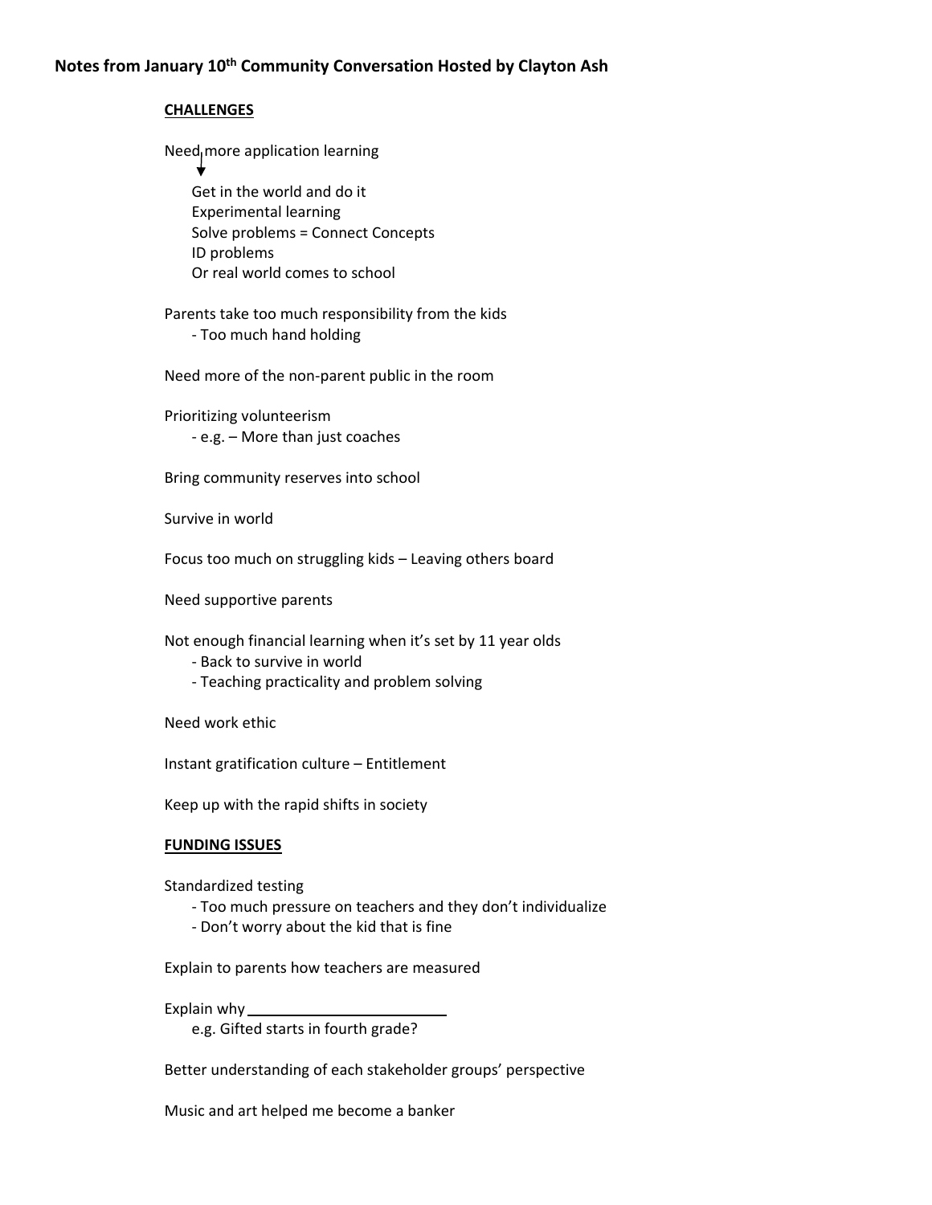**Notes from January 10th Community Conversation Hosted by Clayton Ash**

**CHALLENGES**

Need more application learning
↓
- Get in the world and do it
- Experimental learning
- Solve problems = Connect Concepts
- ID problems
- Or real world comes to school

Parents take too much responsibility from the kids
- Too much hand holding

Need more of the non-parent public in the room

Prioritizing volunteerism
- e.g. – More than just coaches

Bring community reserves into school

Survive in world

Focus too much on struggling kids – Leaving others board

Need supportive parents

Not enough financial learning when it's set by 11 year olds
- Back to survive in world
- Teaching practicality and problem solving

Need work ethic

Instant gratification culture – Entitlement

Keep up with the rapid shifts in society

**FUNDING ISSUES**

Standardized testing
- Too much pressure on teachers and they don't individualize
- Don't worry about the kid that is fine

Explain to parents how teachers are measured

Explain why ________________________
- e.g. Gifted starts in fourth grade?

Better understanding of each stakeholder groups' perspective

Music and art helped me become a banker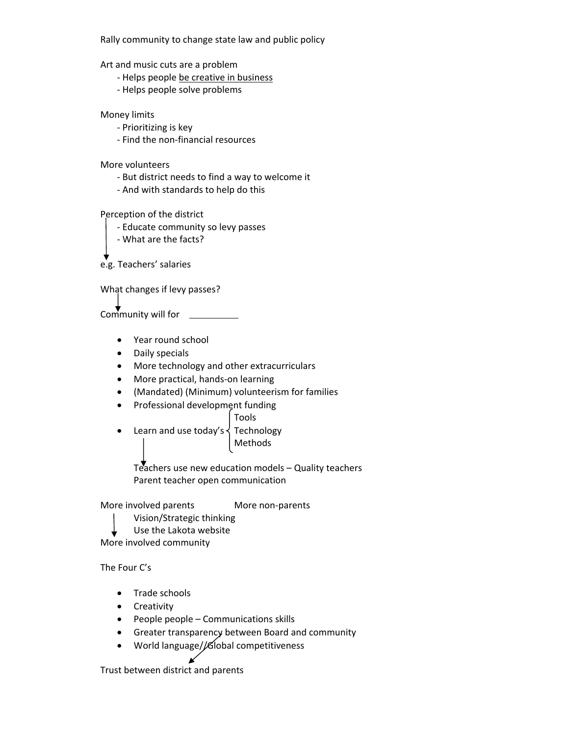Rally community to change state law and public policy

Art and music cuts are a problem

- Helps people be creative in business
- Helps people solve problems

Money limits

- Prioritizing is key
- Find the non-financial resources

More volunteers

- But district needs to find a way to welcome it
- And with standards to help do this

Perception of the district

- Educate community so levy passes
- What are the facts?

↓

e.g. Teachers' salaries

What changes if levy passes?

↓

Community will for \_\_\_\_\_\_\_\_\_\_

- Year round school
- Daily specials
- More technology and other extracurriculars
- More practical, hands-on learning
- (Mandated) (Minimum) volunteerism for families
- Professional development funding
- Learn and use today's { Tools / Technology / Methods }

  ↓

  Teachers use new education models – Quality teachers

  Parent teacher open communication

More involved parents    More non-parents

↓ Vision/Strategic thinking

Use the Lakota website

More involved community

The Four C's

- Trade schools
- Creativity
- People people – Communications skills
- Greater transparency between Board and community
- World language//Global competitiveness

↓

Trust between district and parents